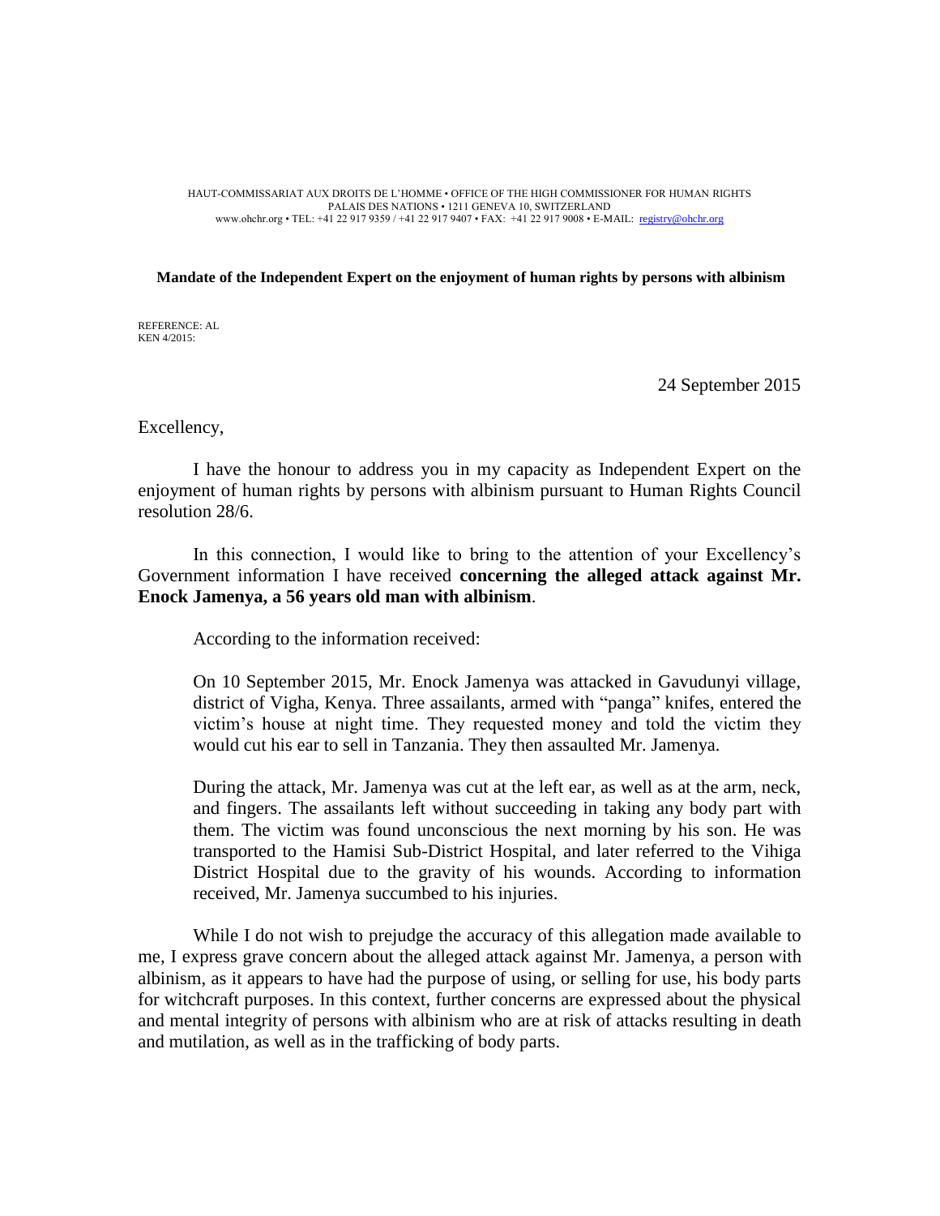HAUT-COMMISSARIAT AUX DROITS DE L'HOMME • OFFICE OF THE HIGH COMMISSIONER FOR HUMAN RIGHTS
PALAIS DES NATIONS • 1211 GENEVA 10, SWITZERLAND
www.ohchr.org • TEL: +41 22 917 9359 / +41 22 917 9407 • FAX: +41 22 917 9008 • E-MAIL: registry@ohchr.org

**Mandate of the Independent Expert on the enjoyment of human rights by persons with albinism**

REFERENCE: AL
KEN 4/2015:

24 September 2015

Excellency,

I have the honour to address you in my capacity as Independent Expert on the enjoyment of human rights by persons with albinism pursuant to Human Rights Council resolution 28/6.

In this connection, I would like to bring to the attention of your Excellency's Government information I have received **concerning the alleged attack against Mr. Enock Jamenya, a 56 years old man with albinism**.

According to the information received:

> On 10 September 2015, Mr. Enock Jamenya was attacked in Gavudunyi village, district of Vigha, Kenya. Three assailants, armed with "panga" knifes, entered the victim's house at night time. They requested money and told the victim they would cut his ear to sell in Tanzania. They then assaulted Mr. Jamenya.
>
> During the attack, Mr. Jamenya was cut at the left ear, as well as at the arm, neck, and fingers. The assailants left without succeeding in taking any body part with them. The victim was found unconscious the next morning by his son. He was transported to the Hamisi Sub-District Hospital, and later referred to the Vihiga District Hospital due to the gravity of his wounds. According to information received, Mr. Jamenya succumbed to his injuries.

While I do not wish to prejudge the accuracy of this allegation made available to me, I express grave concern about the alleged attack against Mr. Jamenya, a person with albinism, as it appears to have had the purpose of using, or selling for use, his body parts for witchcraft purposes. In this context, further concerns are expressed about the physical and mental integrity of persons with albinism who are at risk of attacks resulting in death and mutilation, as well as in the trafficking of body parts.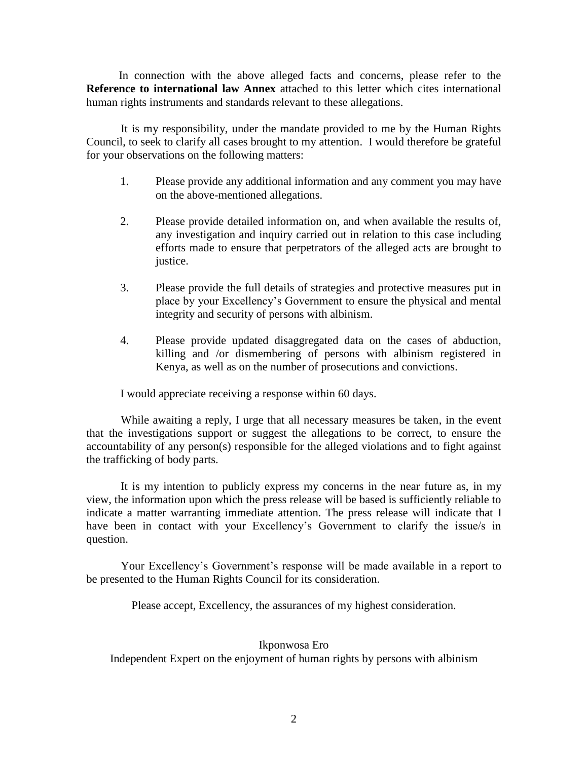In connection with the above alleged facts and concerns, please refer to the **Reference to international law Annex** attached to this letter which cites international human rights instruments and standards relevant to these allegations.

It is my responsibility, under the mandate provided to me by the Human Rights Council, to seek to clarify all cases brought to my attention. I would therefore be grateful for your observations on the following matters:

1. Please provide any additional information and any comment you may have on the above-mentioned allegations.

2. Please provide detailed information on, and when available the results of, any investigation and inquiry carried out in relation to this case including efforts made to ensure that perpetrators of the alleged acts are brought to justice.

3. Please provide the full details of strategies and protective measures put in place by your Excellency's Government to ensure the physical and mental integrity and security of persons with albinism.

4. Please provide updated disaggregated data on the cases of abduction, killing and /or dismembering of persons with albinism registered in Kenya, as well as on the number of prosecutions and convictions.

I would appreciate receiving a response within 60 days.

While awaiting a reply, I urge that all necessary measures be taken, in the event that the investigations support or suggest the allegations to be correct, to ensure the accountability of any person(s) responsible for the alleged violations and to fight against the trafficking of body parts.

It is my intention to publicly express my concerns in the near future as, in my view, the information upon which the press release will be based is sufficiently reliable to indicate a matter warranting immediate attention. The press release will indicate that I have been in contact with your Excellency's Government to clarify the issue/s in question.

Your Excellency's Government's response will be made available in a report to be presented to the Human Rights Council for its consideration.

Please accept, Excellency, the assurances of my highest consideration.

Ikponwosa Ero
Independent Expert on the enjoyment of human rights by persons with albinism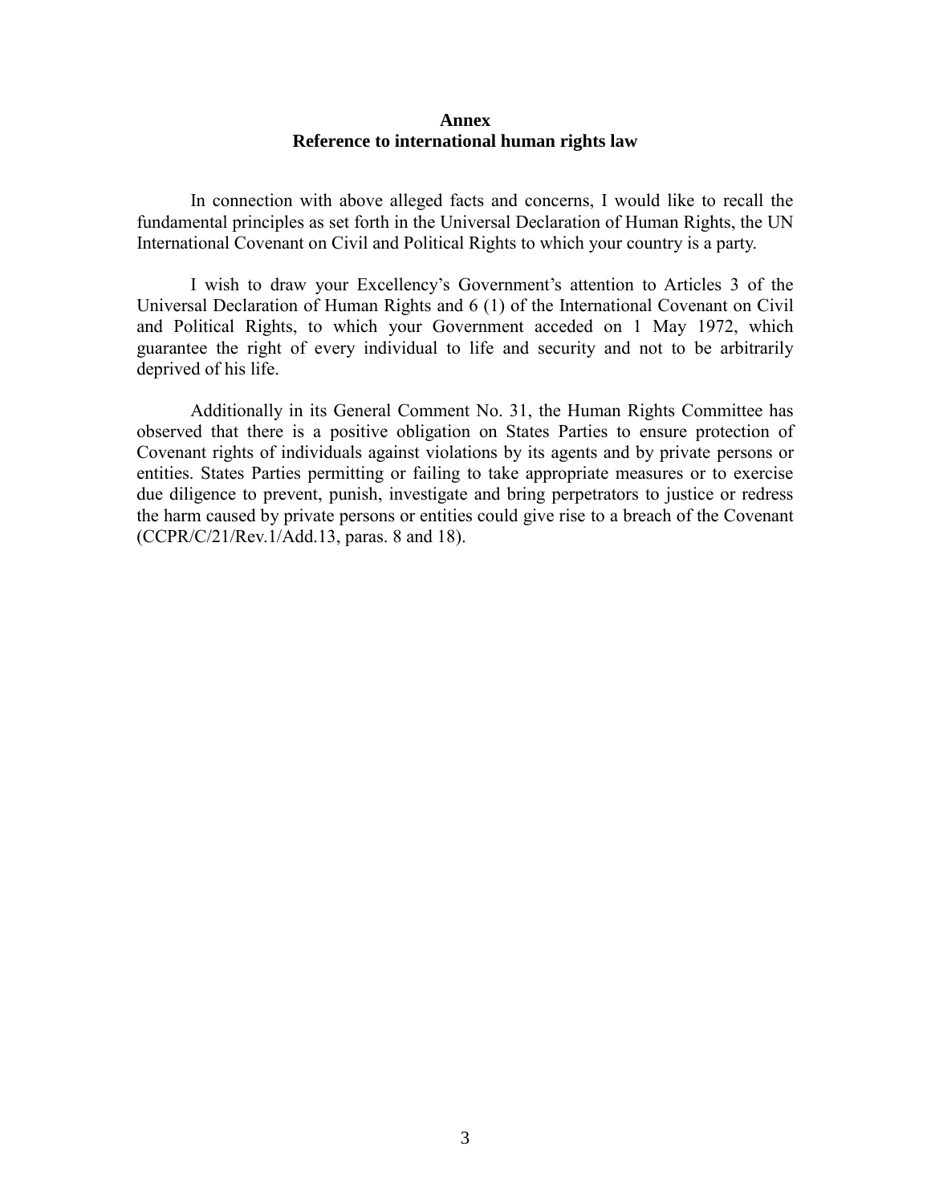**Annex**
**Reference to international human rights law**

In connection with above alleged facts and concerns, I would like to recall the fundamental principles as set forth in the Universal Declaration of Human Rights, the UN International Covenant on Civil and Political Rights to which your country is a party.

I wish to draw your Excellency's Government's attention to Articles 3 of the Universal Declaration of Human Rights and 6 (1) of the International Covenant on Civil and Political Rights, to which your Government acceded on 1 May 1972, which guarantee the right of every individual to life and security and not to be arbitrarily deprived of his life.

Additionally in its General Comment No. 31, the Human Rights Committee has observed that there is a positive obligation on States Parties to ensure protection of Covenant rights of individuals against violations by its agents and by private persons or entities. States Parties permitting or failing to take appropriate measures or to exercise due diligence to prevent, punish, investigate and bring perpetrators to justice or redress the harm caused by private persons or entities could give rise to a breach of the Covenant (CCPR/C/21/Rev.1/Add.13, paras. 8 and 18).